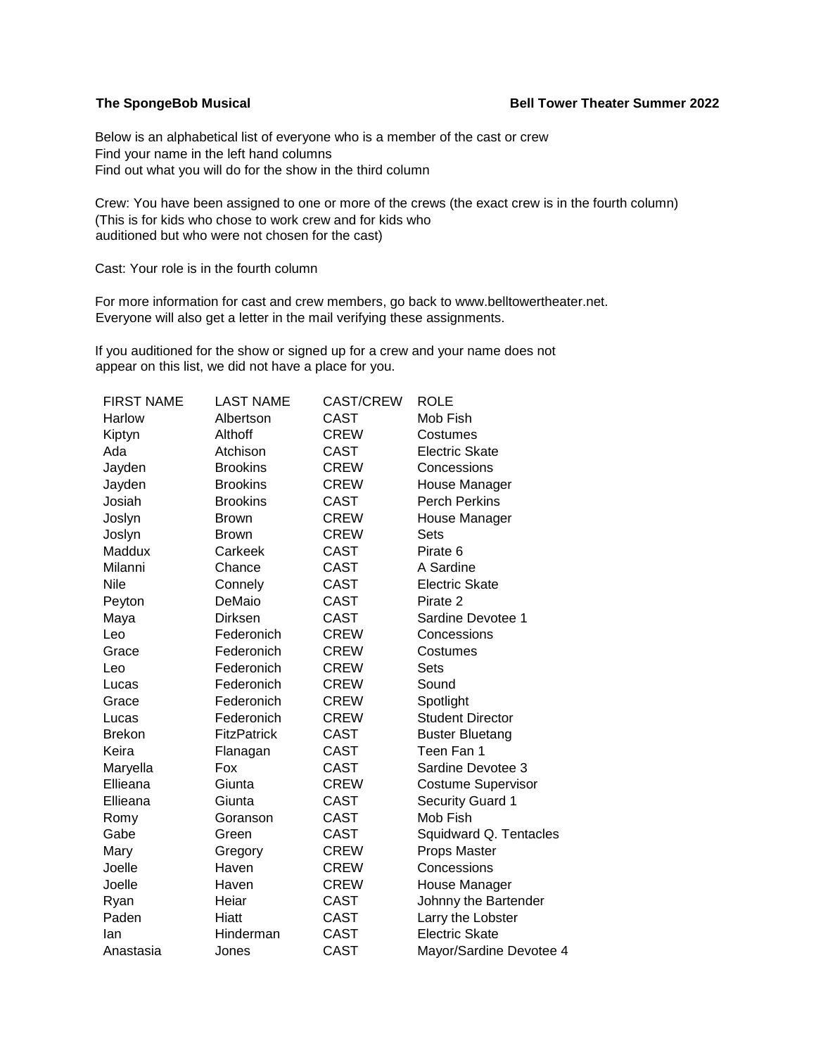**The SpongeBob Musical** **Bell Tower Theater Summer 2022**

Below is an alphabetical list of everyone who is a member of the cast or crew
Find your name in the left hand columns
Find out what you will do for the show in the third column

Crew: You have been assigned to one or more of the crews (the exact crew is in the fourth column)
(This is for kids who chose to work crew and for kids who
auditioned but who were not chosen for the cast)

Cast: Your role is in the fourth column

For more information for cast and crew members, go back to www.belltowertheater.net.
Everyone will also get a letter in the mail verifying these assignments.

If you auditioned for the show or signed up for a crew and your name does not
appear on this list, we did not have a place for you.

| FIRST NAME | LAST NAME | CAST/CREW | ROLE |
|---|---|---|---|
| Harlow | Albertson | CAST | Mob Fish |
| Kiptyn | Althoff | CREW | Costumes |
| Ada | Atchison | CAST | Electric Skate |
| Jayden | Brookins | CREW | Concessions |
| Jayden | Brookins | CREW | House Manager |
| Josiah | Brookins | CAST | Perch Perkins |
| Joslyn | Brown | CREW | House Manager |
| Joslyn | Brown | CREW | Sets |
| Maddux | Carkeek | CAST | Pirate 6 |
| Milanni | Chance | CAST | A Sardine |
| Nile | Connely | CAST | Electric Skate |
| Peyton | DeMaio | CAST | Pirate 2 |
| Maya | Dirksen | CAST | Sardine Devotee 1 |
| Leo | Federonich | CREW | Concessions |
| Grace | Federonich | CREW | Costumes |
| Leo | Federonich | CREW | Sets |
| Lucas | Federonich | CREW | Sound |
| Grace | Federonich | CREW | Spotlight |
| Lucas | Federonich | CREW | Student Director |
| Brekon | FitzPatrick | CAST | Buster Bluetang |
| Keira | Flanagan | CAST | Teen Fan 1 |
| Maryella | Fox | CAST | Sardine Devotee 3 |
| Ellieana | Giunta | CREW | Costume Supervisor |
| Ellieana | Giunta | CAST | Security Guard 1 |
| Romy | Goranson | CAST | Mob Fish |
| Gabe | Green | CAST | Squidward Q. Tentacles |
| Mary | Gregory | CREW | Props Master |
| Joelle | Haven | CREW | Concessions |
| Joelle | Haven | CREW | House Manager |
| Ryan | Heiar | CAST | Johnny the Bartender |
| Paden | Hiatt | CAST | Larry the Lobster |
| Ian | Hinderman | CAST | Electric Skate |
| Anastasia | Jones | CAST | Mayor/Sardine Devotee 4 |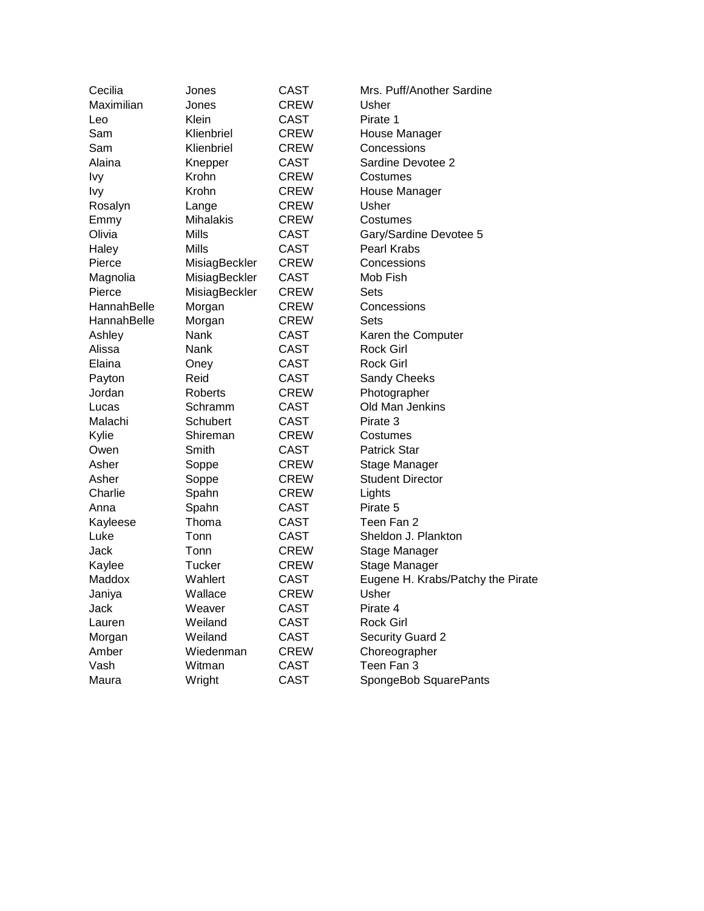| | | | |
|---|---|---|---|
| Cecilia | Jones | CAST | Mrs. Puff/Another Sardine |
| Maximilian | Jones | CREW | Usher |
| Leo | Klein | CAST | Pirate 1 |
| Sam | Klienbriel | CREW | House Manager |
| Sam | Klienbriel | CREW | Concessions |
| Alaina | Knepper | CAST | Sardine Devotee 2 |
| Ivy | Krohn | CREW | Costumes |
| Ivy | Krohn | CREW | House Manager |
| Rosalyn | Lange | CREW | Usher |
| Emmy | Mihalakis | CREW | Costumes |
| Olivia | Mills | CAST | Gary/Sardine Devotee 5 |
| Haley | Mills | CAST | Pearl Krabs |
| Pierce | MisiagBeckler | CREW | Concessions |
| Magnolia | MisiagBeckler | CAST | Mob Fish |
| Pierce | MisiagBeckler | CREW | Sets |
| HannahBelle | Morgan | CREW | Concessions |
| HannahBelle | Morgan | CREW | Sets |
| Ashley | Nank | CAST | Karen the Computer |
| Alissa | Nank | CAST | Rock Girl |
| Elaina | Oney | CAST | Rock Girl |
| Payton | Reid | CAST | Sandy Cheeks |
| Jordan | Roberts | CREW | Photographer |
| Lucas | Schramm | CAST | Old Man Jenkins |
| Malachi | Schubert | CAST | Pirate 3 |
| Kylie | Shireman | CREW | Costumes |
| Owen | Smith | CAST | Patrick Star |
| Asher | Soppe | CREW | Stage Manager |
| Asher | Soppe | CREW | Student Director |
| Charlie | Spahn | CREW | Lights |
| Anna | Spahn | CAST | Pirate 5 |
| Kayleese | Thoma | CAST | Teen Fan 2 |
| Luke | Tonn | CAST | Sheldon J. Plankton |
| Jack | Tonn | CREW | Stage Manager |
| Kaylee | Tucker | CREW | Stage Manager |
| Maddox | Wahlert | CAST | Eugene H. Krabs/Patchy the Pirate |
| Janiya | Wallace | CREW | Usher |
| Jack | Weaver | CAST | Pirate 4 |
| Lauren | Weiland | CAST | Rock Girl |
| Morgan | Weiland | CAST | Security Guard 2 |
| Amber | Wiedenman | CREW | Choreographer |
| Vash | Witman | CAST | Teen Fan 3 |
| Maura | Wright | CAST | SpongeBob SquarePants |